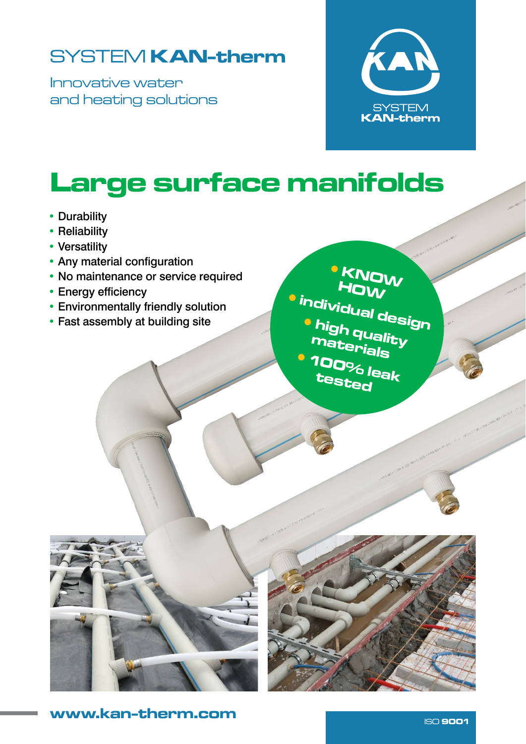SYSTEM **KAN-therm**

Innovative water and heating solutions

SYSTEM
**KAN-therm**

# Large surface manifolds

- Durability
- Reliability
- Versatility
- Any material configuration
- No maintenance or service required
- Energy efficiency
- Environmentally friendly solution
- Fast assembly at building site

- **KNOW HOW**
- **individual design**
- **high quality materials**
- **100% leak tested**

**www.kan-therm.com**

ISO **9001**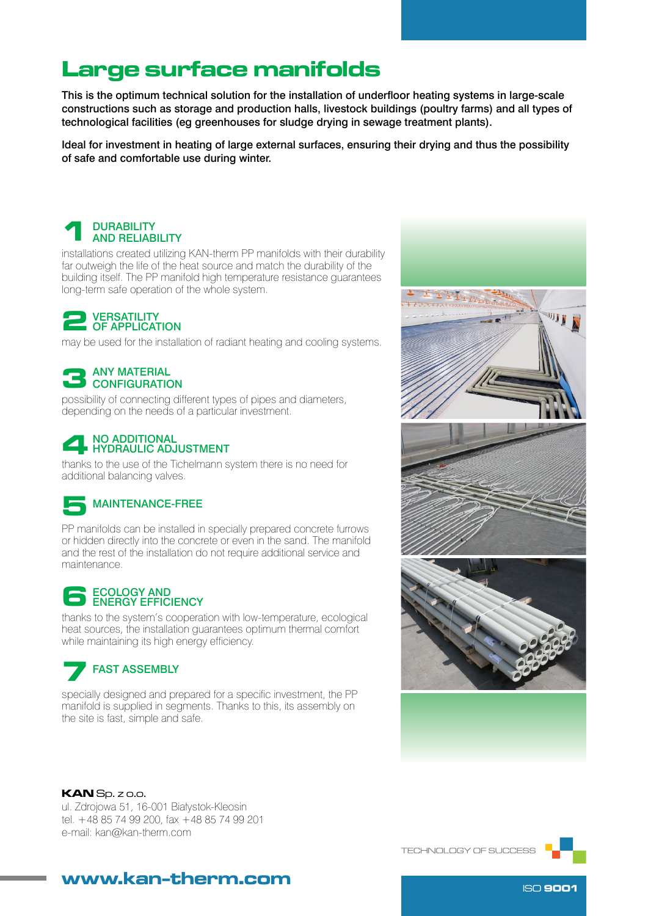# Large surface manifolds

**This is the optimum technical solution for the installation of underfloor heating systems in large-scale constructions such as storage and production halls, livestock buildings (poultry farms) and all types of technological facilities (eg greenhouses for sludge drying in sewage treatment plants).**

**Ideal for investment in heating of large external surfaces, ensuring their drying and thus the possibility of safe and comfortable use during winter.**

## 1 DURABILITY AND RELIABILITY

installations created utilizing KAN-therm PP manifolds with their durability far outweigh the life of the heat source and match the durability of the building itself. The PP manifold high temperature resistance guarantees long-term safe operation of the whole system.

## 2 VERSATILITY OF APPLICATION

may be used for the installation of radiant heating and cooling systems.

## 3 ANY MATERIAL CONFIGURATION

possibility of connecting different types of pipes and diameters, depending on the needs of a particular investment.

## 4 NO ADDITIONAL HYDRAULIC ADJUSTMENT

thanks to the use of the Tichelmann system there is no need for additional balancing valves.

## 5 MAINTENANCE-FREE

PP manifolds can be installed in specially prepared concrete furrows or hidden directly into the concrete or even in the sand. The manifold and the rest of the installation do not require additional service and maintenance.

## 6 ECOLOGY AND ENERGY EFFICIENCY

thanks to the system's cooperation with low-temperature, ecological heat sources, the installation guarantees optimum thermal comfort while maintaining its high energy efficiency.

## 7 FAST ASSEMBLY

specially designed and prepared for a specific investment, the PP manifold is supplied in segments. Thanks to this, its assembly on the site is fast, simple and safe.

**KAN** Sp. z o.o.
ul. Zdrojowa 51, 16-001 Białystok-Kleosin
tel. +48 85 74 99 200, fax +48 85 74 99 201
e-mail: kan@kan-therm.com

TECHNOLOGY OF SUCCESS

**www.kan-therm.com**

ISO **9001**